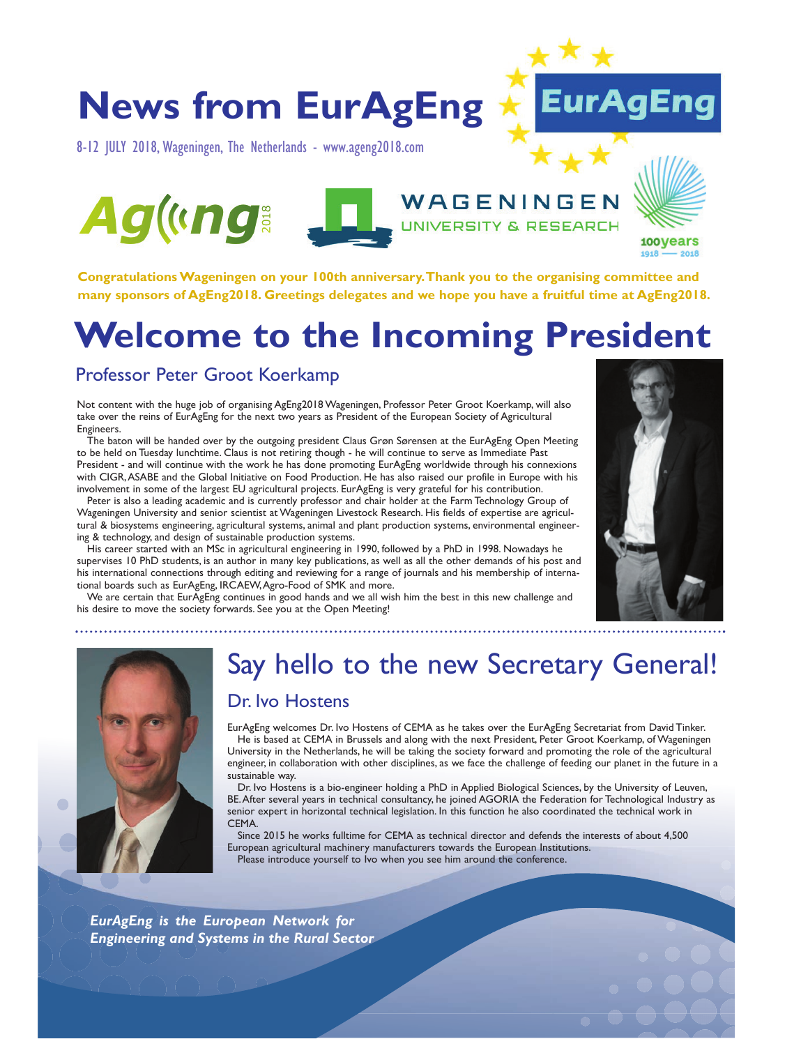# News from EurAgEng

8-12 JULY 2018, Wageningen, The Netherlands - www.ageng2018.com

**Congratulations Wageningen on your 100th anniversary. Thank you to the organising committee and many sponsors of AgEng2018. Greetings delegates and we hope you have a fruitful time at AgEng2018.**

# Welcome to the Incoming President

## Professor Peter Groot Koerkamp

Not content with the huge job of organising AgEng2018 Wageningen, Professor Peter Groot Koerkamp, will also take over the reins of EurAgEng for the next two years as President of the European Society of Agricultural Engineers.

The baton will be handed over by the outgoing president Claus Grøn Sørensen at the EurAgEng Open Meeting to be held on Tuesday lunchtime. Claus is not retiring though - he will continue to serve as Immediate Past President - and will continue with the work he has done promoting EurAgEng worldwide through his connexions with CIGR, ASABE and the Global Initiative on Food Production. He has also raised our profile in Europe with his involvement in some of the largest EU agricultural projects. EurAgEng is very grateful for his contribution.

Peter is also a leading academic and is currently professor and chair holder at the Farm Technology Group of Wageningen University and senior scientist at Wageningen Livestock Research. His fields of expertise are agricultural & biosystems engineering, agricultural systems, animal and plant production systems, environmental engineering & technology, and design of sustainable production systems.

His career started with an MSc in agricultural engineering in 1990, followed by a PhD in 1998. Nowadays he supervises 10 PhD students, is an author in many key publications, as well as all the other demands of his post and his international connections through editing and reviewing for a range of journals and his membership of international boards such as EurAgEng, IRCAEW, Agro-Food of SMK and more.

We are certain that EurAgEng continues in good hands and we all wish him the best in this new challenge and his desire to move the society forwards. See you at the Open Meeting!

# Say hello to the new Secretary General!

## Dr. Ivo Hostens

EurAgEng welcomes Dr. Ivo Hostens of CEMA as he takes over the EurAgEng Secretariat from David Tinker.

He is based at CEMA in Brussels and along with the next President, Peter Groot Koerkamp, of Wageningen University in the Netherlands, he will be taking the society forward and promoting the role of the agricultural engineer, in collaboration with other disciplines, as we face the challenge of feeding our planet in the future in a sustainable way.

Dr. Ivo Hostens is a bio-engineer holding a PhD in Applied Biological Sciences, by the University of Leuven, BE. After several years in technical consultancy, he joined AGORIA the Federation for Technological Industry as senior expert in horizontal technical legislation. In this function he also coordinated the technical work in CEMA.

Since 2015 he works fulltime for CEMA as technical director and defends the interests of about 4,500 European agricultural machinery manufacturers towards the European Institutions.

Please introduce yourself to Ivo when you see him around the conference.

***EurAgEng is the European Network for Engineering and Systems in the Rural Sector***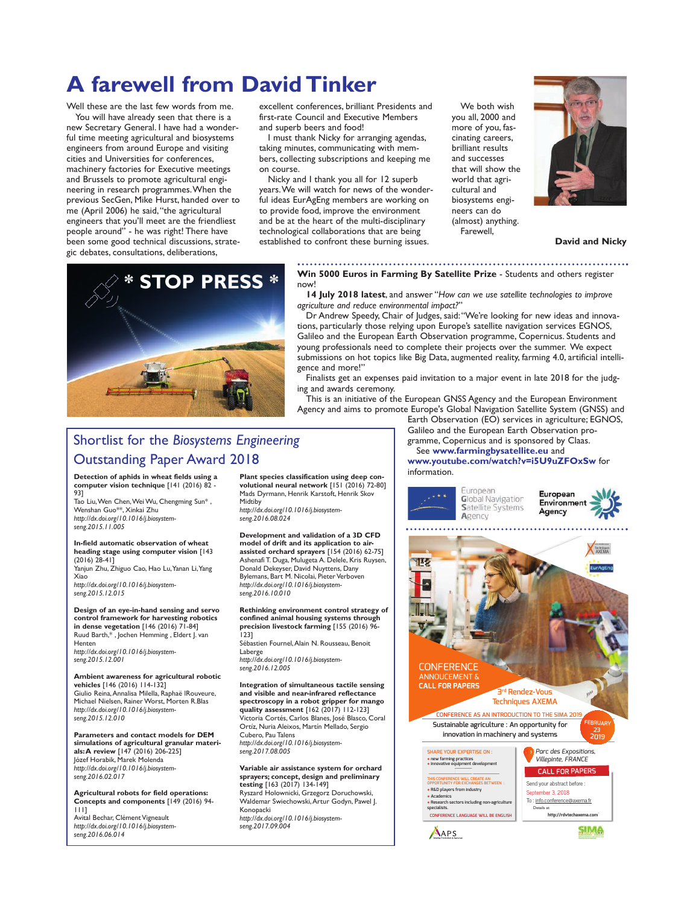# A farewell from David Tinker

Well these are the last few words from me.

You will have already seen that there is a new Secretary General. I have had a wonderful time meeting agricultural and biosystems engineers from around Europe and visiting cities and Universities for conferences, machinery factories for Executive meetings and Brussels to promote agricultural engineering in research programmes. When the previous SecGen, Mike Hurst, handed over to me (April 2006) he said, "the agricultural engineers that you'll meet are the friendliest people around" - he was right! There have been some good technical discussions, strategic debates, consultations, deliberations, excellent conferences, brilliant Presidents and first-rate Council and Executive Members and superb beers and food!

I must thank Nicky for arranging agendas, taking minutes, communicating with members, collecting subscriptions and keeping me on course.

Nicky and I thank you all for 12 superb years. We will watch for news of the wonderful ideas EurAgEng members are working on to provide food, improve the environment and be at the heart of the multi-disciplinary technological collaborations that are being established to confront these burning issues.

We both wish you all, 2000 and more of you, fascinating careers, brilliant results and successes that will show the world that agricultural and biosystems engineers can do (almost) anything.

Farewell,

**David and Nicky**

## * STOP PRESS *

**Win 5000 Euros in Farming By Satellite Prize** - Students and others register now!

**14 July 2018 latest**, and answer "*How can we use satellite technologies to improve agriculture and reduce environmental impact?*"

Dr Andrew Speedy, Chair of Judges, said: "We're looking for new ideas and innovations, particularly those relying upon Europe's satellite navigation services EGNOS, Galileo and the European Earth Observation programme, Copernicus. Students and young professionals need to complete their projects over the summer. We expect submissions on hot topics like Big Data, augmented reality, farming 4.0, artificial intelligence and more!"

Finalists get an expenses paid invitation to a major event in late 2018 for the judging and awards ceremony.

This is an initiative of the European GNSS Agency and the European Environment Agency and aims to promote Europe's Global Navigation Satellite System (GNSS) and Earth Observation (EO) services in agriculture; EGNOS, Galileo and the European Earth Observation programme, Copernicus and is sponsored by Claas.

See **www.farmingbysatellite.eu** and **www.youtube.com/watch?v=i5U9uZFOxSw** for information.

European Global Navigation Satellite Systems Agency

European Environment Agency

## Shortlist for the *Biosystems Engineering* Outstanding Paper Award 2018

**Detection of aphids in wheat fields using a computer vision technique** [141 (2016) 82 - 93]
Tao Liu, Wen Chen, Wei Wu, Chengming Sun*, Wenshan Guo**, Xinkai Zhu
*http://dx.doi.org/10.1016/j.biosystemseng.2015.11.005*

**In-field automatic observation of wheat heading stage using computer vision** [143 (2016) 28-41]
Yanjun Zhu, Zhiguo Cao, Hao Lu, Yanan Li, Yang Xiao
*http://dx.doi.org/10.1016/j.biosystemseng.2015.12.015*

**Design of an eye-in-hand sensing and servo control framework for harvesting robotics in dense vegetation** [146 (2016) 71-84]
Ruud Barth,* , Jochen Hemming , Eldert J. van Henten
*http://dx.doi.org/10.1016/j.biosystemseng.2015.12.001*

**Ambient awareness for agricultural robotic vehicles** [146 (2016) 114-132]
Giulio Reina, Annalisa Milella, Raphaë lRouveure, Michael Nielsen, Rainer Worst, Morten R.Blas
*http://dx.doi.org/10.1016/j.biosystemseng.2015.12.010*

**Parameters and contact models for DEM simulations of agricultural granular materials: A review** [147 (2016) 206-225]
Józef Horabik, Marek Molenda
*http://dx.doi.org/10.1016/j.biosystemseng.2016.02.017*

**Agricultural robots for field operations: Concepts and components** [149 (2016) 94-111]
Avital Bechar, Clément Vigneault
*http://dx.doi.org/10.1016/j.biosystemseng.2016.06.014*

**Plant species classification using deep convolutional neural network** [151 (2016) 72-80]
Mads Dyrmann, Henrik Karstoft, Henrik Skov Midtiby
*http://dx.doi.org/10.1016/j.biosystemseng.2016.08.024*

**Development and validation of a 3D CFD model of drift and its application to air-assisted orchard sprayers** [154 (2016) 62-75]
Ashenafi T. Duga, Mulugeta A. Delele, Kris Ruysen, Donald Dekeyser, David Nuyttens, Dany Bylemans, Bart M. Nicolai, Pieter Verboven
*http://dx.doi.org/10.1016/j.biosystemseng.2016.10.010*

**Rethinking environment control strategy of confined animal housing systems through precision livestock farming** [155 (2016) 96-123]
Sébastien Fournel, Alain N. Rousseau, Benoit Laberge
*http://dx.doi.org/10.1016/j.biosystemseng.2016.12.005*

**Integration of simultaneous tactile sensing and visible and near-infrared reflectance spectroscopy in a robot gripper for mango quality assessment** [162 (2017) 112-123]
Victoria Cortés, Carlos Blanes, José Blasco, Coral Ortíz, Nuria Aleixos, Martín Mellado, Sergio Cubero, Pau Talens
*http://dx.doi.org/10.1016/j.biosystemseng.2017.08.005*

**Variable air assistance system for orchard sprayers; concept, design and preliminary testing** [163 (2017) 134-149]
Ryszard Holownicki, Grzegorz Doruchowski, Waldemar Swiechowski, Artur Godyn, Pawel J. Konopacki
*http://dx.doi.org/10.1016/j.biosystemseng.2017.09.004*

CONFERENCE ANNOUCEMENT & CALL FOR PAPERS

3rd Rendez-Vous Techniques AXEMA

CONFERENCE AS AN INTRODUCTION TO THE SIMA 2019

Sustainable agriculture : An opportunity for innovation in machinery and systems

FEBRUARY 23 2019

SHARE YOUR EXPERTISE ON :
- new farming practices
- innovative equipment development

THIS CONFERENCE WILL CREATE AN OPPORTUNITY FOR EXCHANGES BETWEEN :
- R&D players from industry
- Academics
- Research sectors including non-agriculture specialists.

CONFERENCE LANGUAGE WILL BE ENGLISH

Parc des Expositions, Villepinte, FRANCE

CALL FOR PAPERS

Send your abstract before :
September 3, 2018
To : info.conference@axema.fr
Details at
http://rdvtechaxema.com